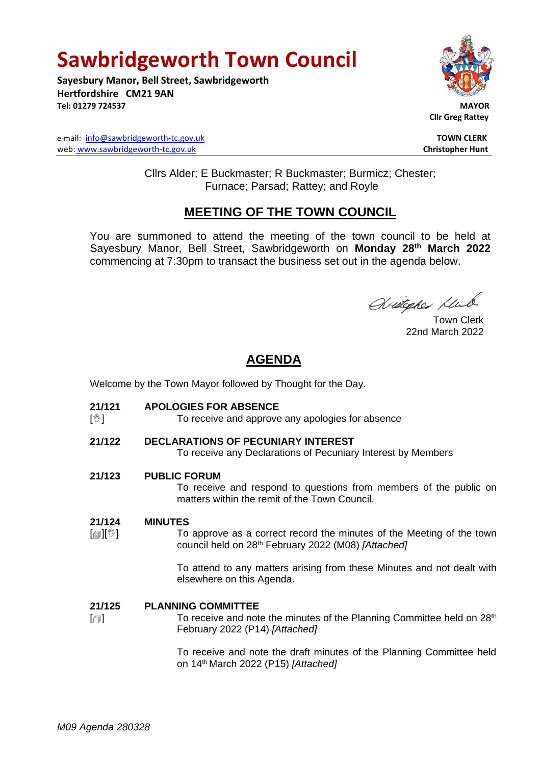# Sawbridgeworth Town Council

**Sayesbury Manor, Bell Street, Sawbridgeworth**
**Hertfordshire CM21 9AN**
**Tel: 01279 724537**

**MAYOR**
**Cllr Greg Rattey**

e-mail: info@sawbridgeworth-tc.gov.uk
web: www.sawbridgeworth-tc.gov.uk

**TOWN CLERK**
**Christopher Hunt**

Cllrs Alder; E Buckmaster; R Buckmaster; Burmicz; Chester; Furnace; Parsad; Rattey; and Royle

## MEETING OF THE TOWN COUNCIL

You are summoned to attend the meeting of the town council to be held at Sayesbury Manor, Bell Street, Sawbridgeworth on **Monday 28th March 2022** commencing at 7:30pm to transact the business set out in the agenda below.

Town Clerk
22nd March 2022

## AGENDA

Welcome by the Town Mayor followed by Thought for the Day.

**21/121 APOLOGIES FOR ABSENCE**
[✋] To receive and approve any apologies for absence

**21/122 DECLARATIONS OF PECUNIARY INTEREST**
To receive any Declarations of Pecuniary Interest by Members

**21/123 PUBLIC FORUM**
To receive and respond to questions from members of the public on matters within the remit of the Town Council.

**21/124 MINUTES**
[🗐][✋] To approve as a correct record the minutes of the Meeting of the town council held on 28th February 2022 (M08) *[Attached]*

To attend to any matters arising from these Minutes and not dealt with elsewhere on this Agenda.

**21/125 PLANNING COMMITTEE**
[🗐] To receive and note the minutes of the Planning Committee held on 28th February 2022 (P14) *[Attached]*

To receive and note the draft minutes of the Planning Committee held on 14th March 2022 (P15) *[Attached]*

*M09 Agenda 280328*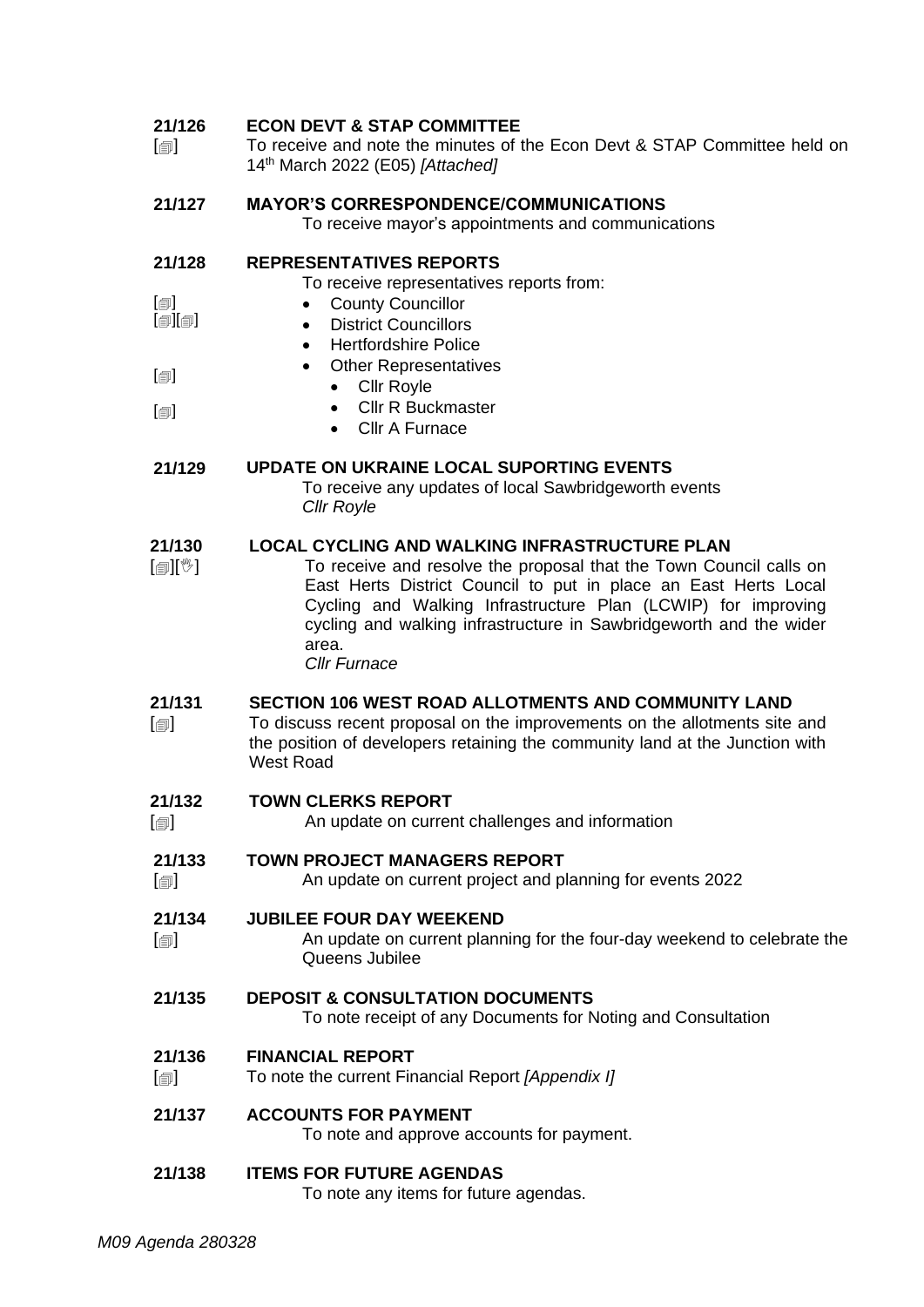**21/126** **ECON DEVT & STAP COMMITTEE**
[🗐] To receive and note the minutes of the Econ Devt & STAP Committee held on 14th March 2022 (E05) *[Attached]*

**21/127** **MAYOR'S CORRESPONDENCE/COMMUNICATIONS**
To receive mayor's appointments and communications

**21/128** **REPRESENTATIVES REPORTS**
To receive representatives reports from:

- [🗐] County Councillor
- [🗐][🗐] District Councillors
- Hertfordshire Police
- Other Representatives
  - [🗐] Cllr Royle
  - [🗐] Cllr R Buckmaster
  - Cllr A Furnace

**21/129** **UPDATE ON UKRAINE LOCAL SUPORTING EVENTS**
To receive any updates of local Sawbridgeworth events
*Cllr Royle*

**21/130** **LOCAL CYCLING AND WALKING INFRASTRUCTURE PLAN**
[🗐][✋] To receive and resolve the proposal that the Town Council calls on East Herts District Council to put in place an East Herts Local Cycling and Walking Infrastructure Plan (LCWIP) for improving cycling and walking infrastructure in Sawbridgeworth and the wider area.
*Cllr Furnace*

**21/131** **SECTION 106 WEST ROAD ALLOTMENTS AND COMMUNITY LAND**
[🗐] To discuss recent proposal on the improvements on the allotments site and the position of developers retaining the community land at the Junction with West Road

**21/132** **TOWN CLERKS REPORT**
[🗐] An update on current challenges and information

**21/133** **TOWN PROJECT MANAGERS REPORT**
[🗐] An update on current project and planning for events 2022

**21/134** **JUBILEE FOUR DAY WEEKEND**
[🗐] An update on current planning for the four-day weekend to celebrate the Queens Jubilee

**21/135** **DEPOSIT & CONSULTATION DOCUMENTS**
To note receipt of any Documents for Noting and Consultation

**21/136** **FINANCIAL REPORT**
[🗐] To note the current Financial Report *[Appendix I]*

**21/137** **ACCOUNTS FOR PAYMENT**
To note and approve accounts for payment.

**21/138** **ITEMS FOR FUTURE AGENDAS**
To note any items for future agendas.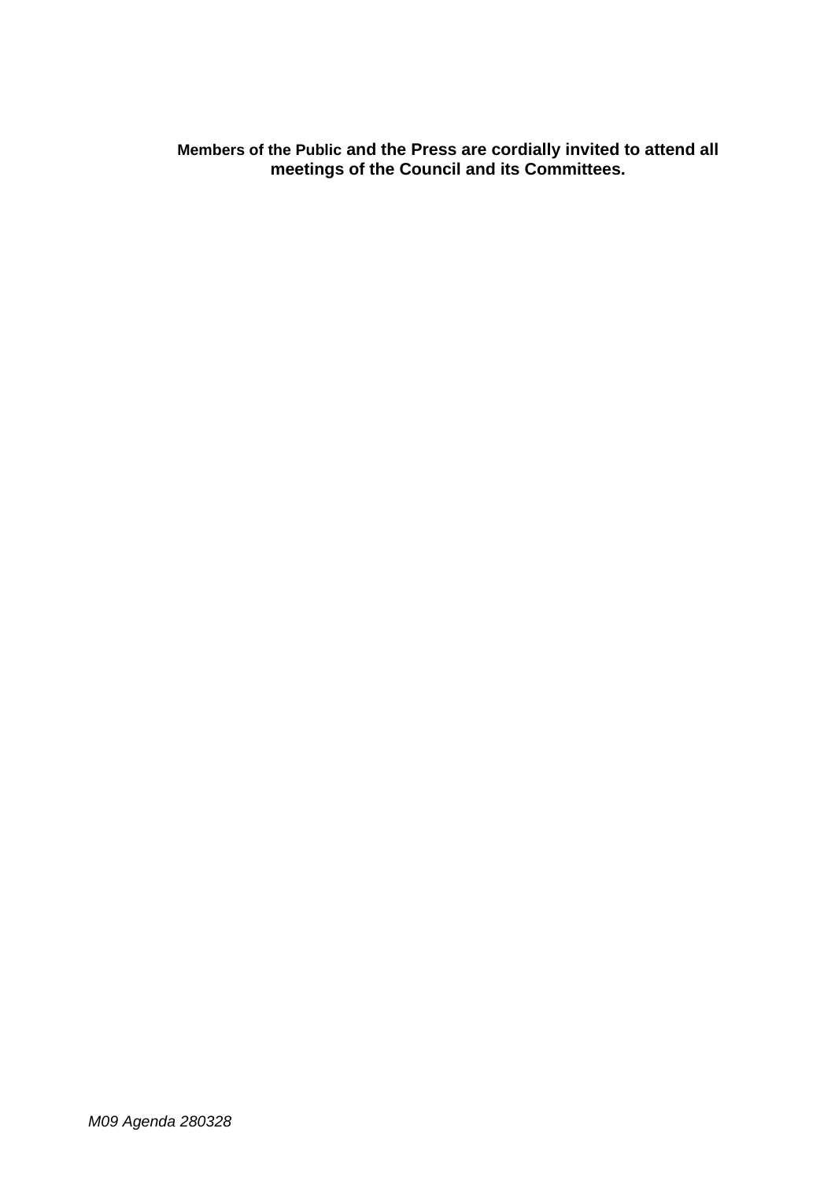**Members of the Public and the Press are cordially invited to attend all meetings of the Council and its Committees.**

*M09 Agenda 280328*